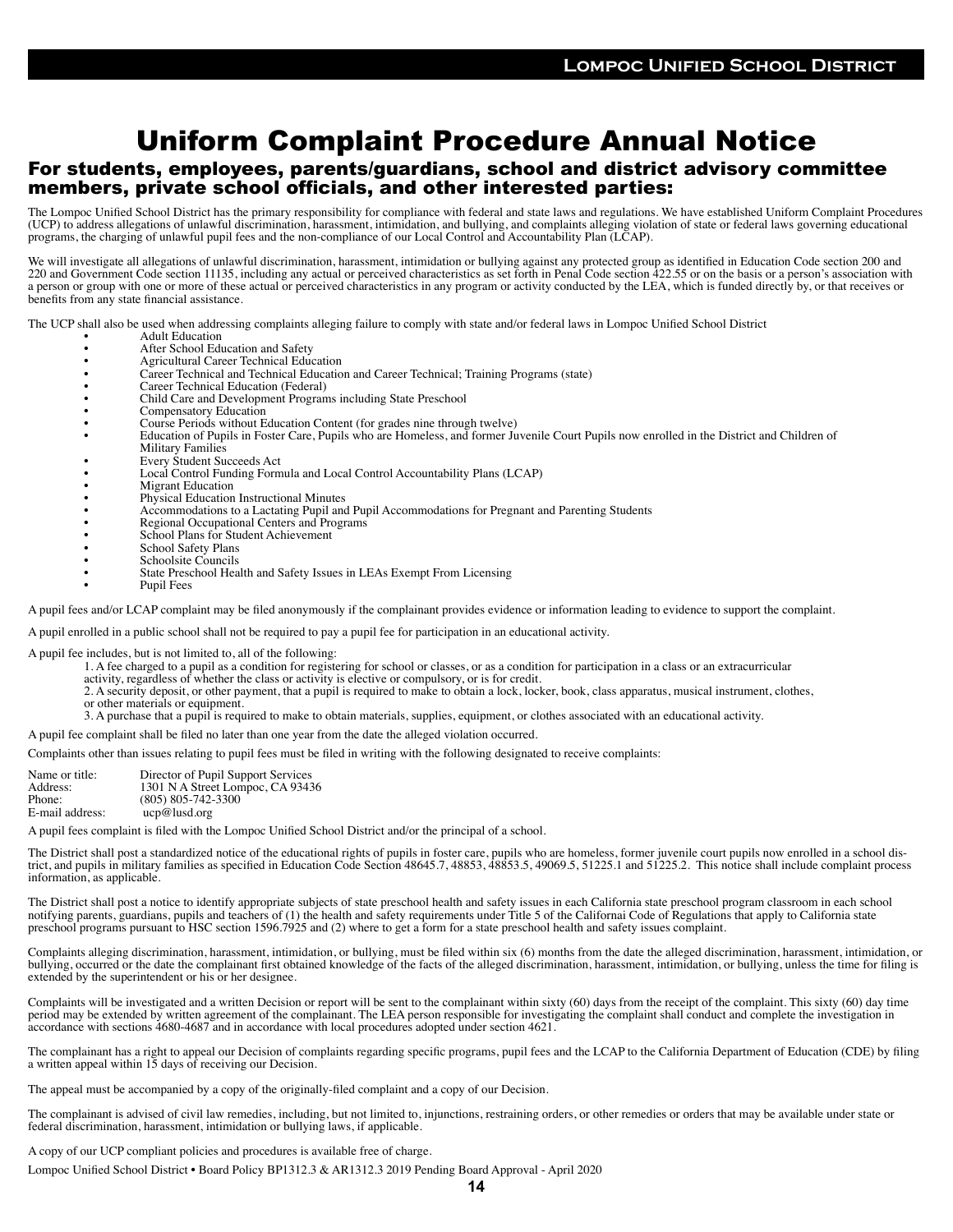# Uniform Complaint Procedure Annual Notice

## For students, employees, parents/guardians, school and district advisory committee members, private school officials, and other interested parties:

The Lompoc Unified School District has the primary responsibility for compliance with federal and state laws and regulations. We have established Uniform Complaint Procedures (UCP) to address allegations of unlawful discrimination, harassment, intimidation, and bullying, and complaints alleging violation of state or federal laws governing educational programs, the charging of unlawful pupil fees and the non-compliance of our Local Control and Accountability Plan (LCAP).

We will investigate all allegations of unlawful discrimination, harassment, intimidation or bullying against any protected group as identified in Education Code section 200 and 220 and Government Code section 11135, including any actual or perceived characteristics as set forth in Penal Code section 422.55 or on the basis or a person's association with a person or group with one or more of these actual or perceived characteristics in any program or activity conducted by the LEA, which is funded directly by, or that receives or benefits from any state financial assistance.

The UCP shall also be used when addressing complaints alleging failure to comply with state and/or federal laws in Lompoc Unified School District

- Adult Education
- After School Education and Safety
- Agricultural Career Technical Education
- Career Technical and Technical Education and Career Technical; Training Programs (state)
- Career Technical Education (Federal)
- Child Care and Development Programs including State Preschool
- Compensatory Education
- Course Periods without Education Content (for grades nine through twelve)
- Education of Pupils in Foster Care, Pupils who are Homeless, and former Juvenile Court Pupils now enrolled in the District and Children of Military Families
- Every Student Succeeds Act
- Local Control Funding Formula and Local Control Accountability Plans (LCAP)
- Migrant Education
- Physical Education Instructional Minutes
- Accommodations to a Lactating Pupil and Pupil Accommodations for Pregnant and Parenting Students
- Regional Occupational Centers and Programs
- School Plans for Student Achievement
- School Safety Plans
- Schoolsite Councils
- State Preschool Health and Safety Issues in LEAs Exempt From Licensing
- Pupil Fees

A pupil fees and/or LCAP complaint may be filed anonymously if the complainant provides evidence or information leading to evidence to support the complaint.

A pupil enrolled in a public school shall not be required to pay a pupil fee for participation in an educational activity.

A pupil fee includes, but is not limited to, all of the following:

1. A fee charged to a pupil as a condition for registering for school or classes, or as a condition for participation in a class or an extracurricular activity, regardless of whether the class or activity is elective or compulsory, or is for credit.
2. A security deposit, or other payment, that a pupil is required to make to obtain a lock, locker, book, class apparatus, musical instrument, clothes, or other materials or equipment.
3. A purchase that a pupil is required to make to obtain materials, supplies, equipment, or clothes associated with an educational activity.

A pupil fee complaint shall be filed no later than one year from the date the alleged violation occurred.

Complaints other than issues relating to pupil fees must be filed in writing with the following designated to receive complaints:

Name or title: Director of Pupil Support Services
Address: 1301 N A Street Lompoc, CA 93436
Phone: (805) 805-742-3300
E-mail address: ucp@lusd.org

A pupil fees complaint is filed with the Lompoc Unified School District and/or the principal of a school.

The District shall post a standardized notice of the educational rights of pupils in foster care, pupils who are homeless, former juvenile court pupils now enrolled in a school district, and pupils in military families as specified in Education Code Section 48645.7, 48853, 48853.5, 49069.5, 51225.1 and 51225.2. This notice shall include complaint process information, as applicable.

The District shall post a notice to identify appropriate subjects of state preschool health and safety issues in each California state preschool program classroom in each school notifying parents, guardians, pupils and teachers of (1) the health and safety requirements under Title 5 of the Californai Code of Regulations that apply to California state preschool programs pursuant to HSC section 1596.7925 and (2) where to get a form for a state preschool health and safety issues complaint.

Complaints alleging discrimination, harassment, intimidation, or bullying, must be filed within six (6) months from the date the alleged discrimination, harassment, intimidation, or bullying, occurred or the date the complainant first obtained knowledge of the facts of the alleged discrimination, harassment, intimidation, or bullying, unless the time for filing is extended by the superintendent or his or her designee.

Complaints will be investigated and a written Decision or report will be sent to the complainant within sixty (60) days from the receipt of the complaint. This sixty (60) day time period may be extended by written agreement of the complainant. The LEA person responsible for investigating the complaint shall conduct and complete the investigation in accordance with sections 4680-4687 and in accordance with local procedures adopted under section 4621.

The complainant has a right to appeal our Decision of complaints regarding specific programs, pupil fees and the LCAP to the California Department of Education (CDE) by filing a written appeal within 15 days of receiving our Decision.

The appeal must be accompanied by a copy of the originally-filed complaint and a copy of our Decision.

The complainant is advised of civil law remedies, including, but not limited to, injunctions, restraining orders, or other remedies or orders that may be available under state or federal discrimination, harassment, intimidation or bullying laws, if applicable.

A copy of our UCP compliant policies and procedures is available free of charge.

Lompoc Unified School District • Board Policy BP1312.3 & AR1312.3 2019 Pending Board Approval - April 2020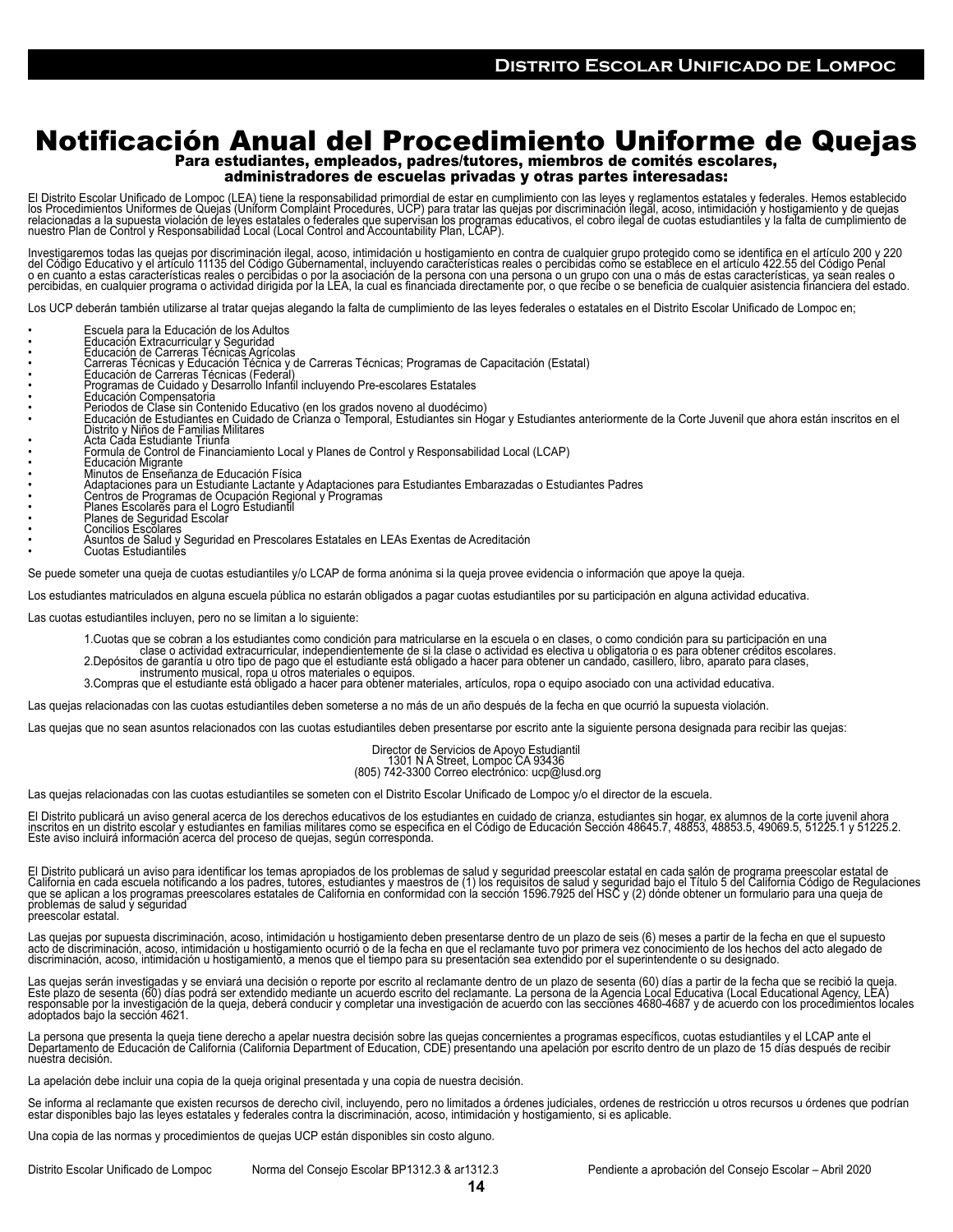# Notificación Anual del Procedimiento Uniforme de Quejas

**Para estudiantes, empleados, padres/tutores, miembros de comités escolares, administradores de escuelas privadas y otras partes interesadas:**

El Distrito Escolar Unificado de Lompoc (LEA) tiene la responsabilidad primordial de estar en cumplimiento con las leyes y reglamentos estatales y federales. Hemos establecido los Procedimientos Uniformes de Quejas (Uniform Complaint Procedures, UCP) para tratar las quejas por discriminación ilegal, acoso, intimidación y hostigamiento y de quejas relacionadas a la supuesta violación de leyes estatales o federales que supervisan los programas educativos, el cobro ilegal de cuotas estudiantiles y la falta de cumplimiento de nuestro Plan de Control y Responsabilidad Local (Local Control and Accountability Plan, LCAP).

Investigaremos todas las quejas por discriminación ilegal, acoso, intimidación u hostigamiento en contra de cualquier grupo protegido como se identifica en el artículo 200 y 220 del Código Educativo y el artículo 11135 del Código Gubernamental, incluyendo características reales o percibidas como se establece en el artículo 422.55 del Código Penal o en cuanto a estas características reales o percibidas o por la asociación de la persona con una persona o un grupo con una o más de estas características, ya sean reales o percibidas, en cualquier programa o actividad dirigida por la LEA, la cual es financiada directamente por, o que recibe o se beneficia de cualquier asistencia financiera del estado.

Los UCP deberán también utilizarse al tratar quejas alegando la falta de cumplimiento de las leyes federales o estatales en el Distrito Escolar Unificado de Lompoc en;

- Escuela para la Educación de los Adultos
- Educación Extracurricular y Seguridad
- Educación de Carreras Técnicas Agrícolas
- Carreras Técnicas y Educación Técnica y de Carreras Técnicas; Programas de Capacitación (Estatal)
- Educación de Carreras Técnicas (Federal)
- Programas de Cuidado y Desarrollo Infantil incluyendo Pre-escolares Estatales
- Educación Compensatoria
- Periodos de Clase sin Contenido Educativo (en los grados noveno al duodécimo)
- Educación de Estudiantes en Cuidado de Crianza o Temporal, Estudiantes sin Hogar y Estudiantes anteriormente de la Corte Juvenil que ahora están inscritos en el Distrito y Niños de Familias Militares
- Acta Cada Estudiante Triunfa
- Formula de Control de Financiamiento Local y Planes de Control y Responsabilidad Local (LCAP)
- Educación Migrante
- Minutos de Enseñanza de Educación Física
- Adaptaciones para un Estudiante Lactante y Adaptaciones para Estudiantes Embarazadas o Estudiantes Padres
- Centros de Programas de Ocupación Regional y Programas
- Planes Escolares para el Logro Estudiantil
- Planes de Seguridad Escolar
- Concilios Escolares
- Asuntos de Salud y Seguridad en Prescolares Estatales en LEAs Exentas de Acreditación
- Cuotas Estudiantiles

Se puede someter una queja de cuotas estudiantiles y/o LCAP de forma anónima si la queja provee evidencia o información que apoye la queja.

Los estudiantes matriculados en alguna escuela pública no estarán obligados a pagar cuotas estudiantiles por su participación en alguna actividad educativa.

Las cuotas estudiantiles incluyen, pero no se limitan a lo siguiente:

1. Cuotas que se cobran a los estudiantes como condición para matricularse en la escuela o en clases, o como condición para su participación en una clase o actividad extracurricular, independientemente de si la clase o actividad es electiva u obligatoria o es para obtener créditos escolares.
2. Depósitos de garantía u otro tipo de pago que el estudiante está obligado a hacer para obtener un candado, casillero, libro, aparato para clases, instrumento musical, ropa u otros materiales o equipos.
3. Compras que el estudiante está obligado a hacer para obtener materiales, artículos, ropa o equipo asociado con una actividad educativa.

Las quejas relacionadas con las cuotas estudiantiles deben someterse a no más de un año después de la fecha en que ocurrió la supuesta violación.

Las quejas que no sean asuntos relacionados con las cuotas estudiantiles deben presentarse por escrito ante la siguiente persona designada para recibir las quejas:

Director de Servicios de Apoyo Estudiantil
1301 N A Street, Lompoc CA 93436
(805) 742-3300 Correo electrónico: ucp@lusd.org

Las quejas relacionadas con las cuotas estudiantiles se someten con el Distrito Escolar Unificado de Lompoc y/o el director de la escuela.

El Distrito publicará un aviso general acerca de los derechos educativos de los estudiantes en cuidado de crianza, estudiantes sin hogar, ex alumnos de la corte juvenil ahora inscritos en un distrito escolar y estudiantes en familias militares como se especifica en el Código de Educación Sección 48645.7, 48853, 48853.5, 49069.5, 51225.1 y 51225.2. Este aviso incluirá información acerca del proceso de quejas, según corresponda.

El Distrito publicará un aviso para identificar los temas apropiados de los problemas de salud y seguridad preescolar estatal en cada salón de programa preescolar estatal de California en cada escuela notificando a los padres, tutores, estudiantes y maestros de (1) los requisitos de salud y seguridad bajo el Título 5 del California Código de Regulaciones que se aplican a los programas preescolares estatales de California en conformidad con la sección 1596.7925 del HSC y (2) dónde obtener un formulario para una queja de problemas de salud y seguridad preescolar estatal.

Las quejas por supuesta discriminación, acoso, intimidación u hostigamiento deben presentarse dentro de un plazo de seis (6) meses a partir de la fecha en que el supuesto acto de discriminación, acoso, intimidación u hostigamiento ocurrió o de la fecha en que el reclamante tuvo por primera vez conocimiento de los hechos del acto alegado de discriminación, acoso, intimidación u hostigamiento, a menos que el tiempo para su presentación sea extendido por el superintendente o su designado.

Las quejas serán investigadas y se enviará una decisión o reporte por escrito al reclamante dentro de un plazo de sesenta (60) días a partir de la fecha que se recibió la queja. Este plazo de sesenta (60) días podrá ser extendido mediante un acuerdo escrito del reclamante. La persona de la Agencia Local Educativa (Local Educational Agency, LEA) responsable por la investigación de la queja, deberá conducir y completar una investigación de acuerdo con las secciones 4680-4687 y de acuerdo con los procedimientos locales adoptados bajo la sección 4621.

La persona que presenta la queja tiene derecho a apelar nuestra decisión sobre las quejas concernientes a programas específicos, cuotas estudiantiles y el LCAP ante el Departamento de Educación de California (California Department of Education, CDE) presentando una apelación por escrito dentro de un plazo de 15 días después de recibir nuestra decisión.

La apelación debe incluir una copia de la queja original presentada y una copia de nuestra decisión.

Se informa al reclamante que existen recursos de derecho civil, incluyendo, pero no limitados a órdenes judiciales, ordenes de restricción u otros recursos u órdenes que podrían estar disponibles bajo las leyes estatales y federales contra la discriminación, acoso, intimidación y hostigamiento, si es aplicable.

Una copia de las normas y procedimientos de quejas UCP están disponibles sin costo alguno.

Distrito Escolar Unificado de Lompoc | Norma del Consejo Escolar BP1312.3 & ar1312.3 | Pendiente a aprobación del Consejo Escolar – Abril 2020